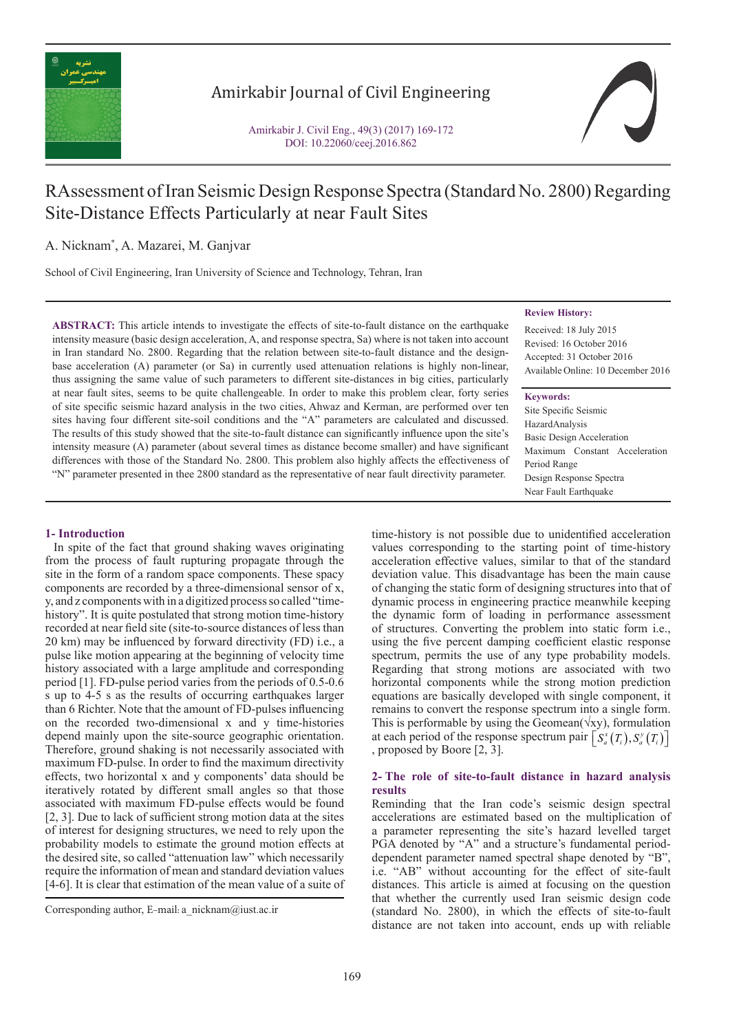# RAssessment of Iran Seismic Design Response Spectra (Standard No. 2800) Regarding Site-Distance Effects Particularly at near Fault Sites

A. Nicknam[*], A. Mazarei, M. Ganjvar

School of Civil Engineering, Iran University of Science and Technology, Tehran, Iran

**Review History:**

Received: 18 July 2015
Revised: 16 October 2016
Accepted: 31 October 2016
Available Online: 10 December 2016

**Keywords:**

Site Specific Seismic HazardAnalysis
Basic Design Acceleration
Maximum Constant Acceleration Period Range
Design Response Spectra
Near Fault Earthquake

**ABSTRACT:** This article intends to investigate the effects of site-to-fault distance on the earthquake intensity measure (basic design acceleration, A, and response spectra, Sa) where is not taken into account in Iran standard No. 2800. Regarding that the relation between site-to-fault distance and the design-base acceleration (A) parameter (or Sa) in currently used attenuation relations is highly non-linear, thus assigning the same value of such parameters to different site-distances in big cities, particularly at near fault sites, seems to be quite challengeable. In order to make this problem clear, forty series of site specific seismic hazard analysis in the two cities, Ahwaz and Kerman, are performed over ten sites having four different site-soil conditions and the "A" parameters are calculated and discussed. The results of this study showed that the site-to-fault distance can significantly influence upon the site's intensity measure (A) parameter (about several times as distance become smaller) and have significant differences with those of the Standard No. 2800. This problem also highly affects the effectiveness of "N" parameter presented in thee 2800 standard as the representative of near fault directivity parameter.

## 1- Introduction

In spite of the fact that ground shaking waves originating from the process of fault rupturing propagate through the site in the form of a random space components. These spacy components are recorded by a three-dimensional sensor of x, y, and z components with in a digitized process so called "time-history". It is quite postulated that strong motion time-history recorded at near field site (site-to-source distances of less than 20 km) may be influenced by forward directivity (FD) i.e., a pulse like motion appearing at the beginning of velocity time history associated with a large amplitude and corresponding period [1]. FD-pulse period varies from the periods of 0.5-0.6 s up to 4-5 s as the results of occurring earthquakes larger than 6 Richter. Note that the amount of FD-pulses influencing on the recorded two-dimensional x and y time-histories depend mainly upon the site-source geographic orientation. Therefore, ground shaking is not necessarily associated with maximum FD-pulse. In order to find the maximum directivity effects, two horizontal x and y components' data should be iteratively rotated by different small angles so that those associated with maximum FD-pulse effects would be found [2, 3]. Due to lack of sufficient strong motion data at the sites of interest for designing structures, we need to rely upon the probability models to estimate the ground motion effects at the desired site, so called "attenuation law" which necessarily require the information of mean and standard deviation values [4-6]. It is clear that estimation of the mean value of a suite of time-history is not possible due to unidentified acceleration values corresponding to the starting point of time-history acceleration effective values, similar to that of the standard deviation value. This disadvantage has been the main cause of changing the static form of designing structures into that of dynamic process in engineering practice meanwhile keeping the dynamic form of loading in performance assessment of structures. Converting the problem into static form i.e., using the five percent damping coefficient elastic response spectrum, permits the use of any type probability models. Regarding that strong motions are associated with two horizontal components while the strong motion prediction equations are basically developed with single component, it remains to convert the response spectrum into a single form. This is performable by using the Geomean(√xy), formulation at each period of the response spectrum pair $\left[S_a^x(T_i), S_a^y(T_i)\right]$, proposed by Boore [2, 3].

## 2- The role of site-to-fault distance in hazard analysis results

Reminding that the Iran code's seismic design spectral accelerations are estimated based on the multiplication of a parameter representing the site's hazard levelled target PGA denoted by "A" and a structure's fundamental period-dependent parameter named spectral shape denoted by "B", i.e. "AB" without accounting for the effect of site-fault distances. This article is aimed at focusing on the question that whether the currently used Iran seismic design code (standard No. 2800), in which the effects of site-to-fault distance are not taken into account, ends up with reliable

Corresponding author, E-mail: a_nicknam@iust.ac.ir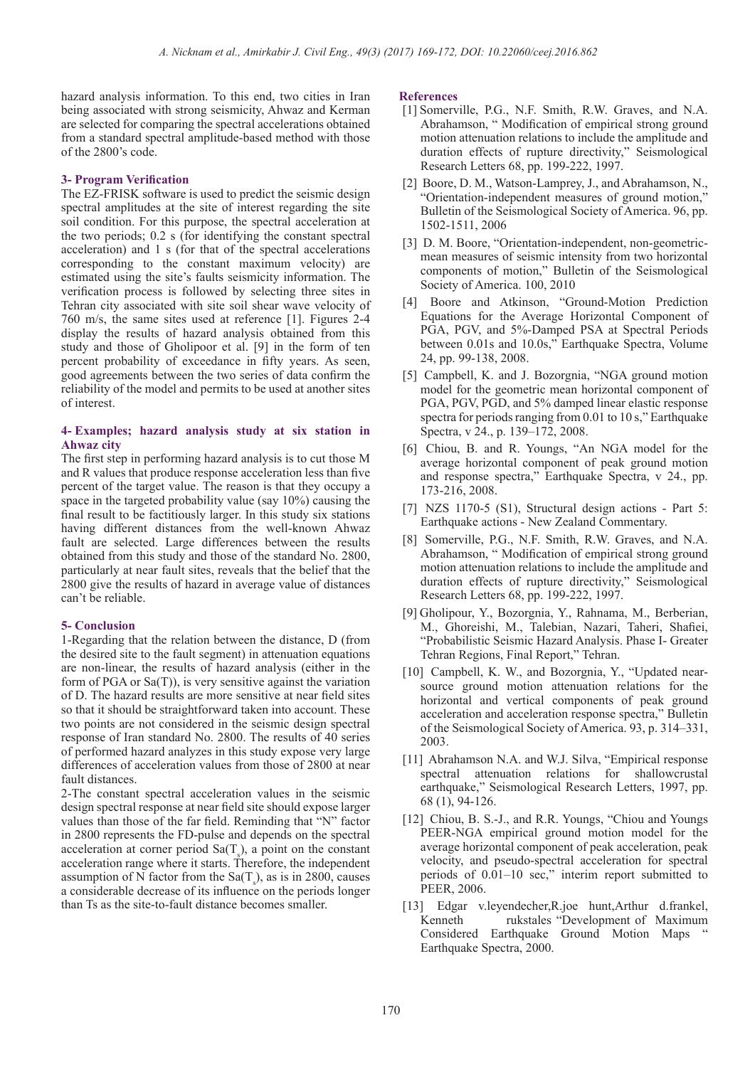hazard analysis information. To this end, two cities in Iran being associated with strong seismicity, Ahwaz and Kerman are selected for comparing the spectral accelerations obtained from a standard spectral amplitude-based method with those of the 2800's code.

### 3- Program Verification

The EZ-FRISK software is used to predict the seismic design spectral amplitudes at the site of interest regarding the site soil condition. For this purpose, the spectral acceleration at the two periods; 0.2 s (for identifying the constant spectral acceleration) and 1 s (for that of the spectral accelerations corresponding to the constant maximum velocity) are estimated using the site's faults seismicity information. The verification process is followed by selecting three sites in Tehran city associated with site soil shear wave velocity of 760 m/s, the same sites used at reference [1]. Figures 2-4 display the results of hazard analysis obtained from this study and those of Gholipoor et al. [9] in the form of ten percent probability of exceedance in fifty years. As seen, good agreements between the two series of data confirm the reliability of the model and permits to be used at another sites of interest.

### 4- Examples; hazard analysis study at six station in Ahwaz city

The first step in performing hazard analysis is to cut those M and R values that produce response acceleration less than five percent of the target value. The reason is that they occupy a space in the targeted probability value (say 10%) causing the final result to be factitiously larger. In this study six stations having different distances from the well-known Ahwaz fault are selected. Large differences between the results obtained from this study and those of the standard No. 2800, particularly at near fault sites, reveals that the belief that the 2800 give the results of hazard in average value of distances can't be reliable.

### 5- Conclusion

1-Regarding that the relation between the distance, D (from the desired site to the fault segment) in attenuation equations are non-linear, the results of hazard analysis (either in the form of PGA or Sa(T)), is very sensitive against the variation of D. The hazard results are more sensitive at near field sites so that it should be straightforward taken into account. These two points are not considered in the seismic design spectral response of Iran standard No. 2800. The results of 40 series of performed hazard analyzes in this study expose very large differences of acceleration values from those of 2800 at near fault distances.

2-The constant spectral acceleration values in the seismic design spectral response at near field site should expose larger values than those of the far field. Reminding that "N" factor in 2800 represents the FD-pulse and depends on the spectral acceleration at corner period $Sa(T_s)$, a point on the constant acceleration range where it starts. Therefore, the independent assumption of N factor from the $Sa(T_s)$, as is in 2800, causes a considerable decrease of its influence on the periods longer than Ts as the site-to-fault distance becomes smaller.

### References

[1] Somerville, P.G., N.F. Smith, R.W. Graves, and N.A. Abrahamson, " Modification of empirical strong ground motion attenuation relations to include the amplitude and duration effects of rupture directivity," Seismological Research Letters 68, pp. 199-222, 1997.

[2] Boore, D. M., Watson-Lamprey, J., and Abrahamson, N., "Orientation-independent measures of ground motion," Bulletin of the Seismological Society of America. 96, pp. 1502-1511, 2006

[3] D. M. Boore, "Orientation-independent, non-geometric-mean measures of seismic intensity from two horizontal components of motion," Bulletin of the Seismological Society of America. 100, 2010

[4] Boore and Atkinson, "Ground-Motion Prediction Equations for the Average Horizontal Component of PGA, PGV, and 5%-Damped PSA at Spectral Periods between 0.01s and 10.0s," Earthquake Spectra, Volume 24, pp. 99-138, 2008.

[5] Campbell, K. and J. Bozorgnia, "NGA ground motion model for the geometric mean horizontal component of PGA, PGV, PGD, and 5% damped linear elastic response spectra for periods ranging from 0.01 to 10 s," Earthquake Spectra, v 24., p. 139–172, 2008.

[6] Chiou, B. and R. Youngs, "An NGA model for the average horizontal component of peak ground motion and response spectra," Earthquake Spectra, v 24., pp. 173-216, 2008.

[7] NZS 1170-5 (S1), Structural design actions - Part 5: Earthquake actions - New Zealand Commentary.

[8] Somerville, P.G., N.F. Smith, R.W. Graves, and N.A. Abrahamson, " Modification of empirical strong ground motion attenuation relations to include the amplitude and duration effects of rupture directivity," Seismological Research Letters 68, pp. 199-222, 1997.

[9] Gholipour, Y., Bozorgnia, Y., Rahnama, M., Berberian, M., Ghoreishi, M., Talebian, Nazari, Taheri, Shafiei, "Probabilistic Seismic Hazard Analysis. Phase I- Greater Tehran Regions, Final Report," Tehran.

[10] Campbell, K. W., and Bozorgnia, Y., "Updated near-source ground motion attenuation relations for the horizontal and vertical components of peak ground acceleration and acceleration response spectra," Bulletin of the Seismological Society of America. 93, p. 314–331, 2003.

[11] Abrahamson N.A. and W.J. Silva, "Empirical response spectral attenuation relations for shallowcrustal earthquake," Seismological Research Letters, 1997, pp. 68 (1), 94-126.

[12] Chiou, B. S.-J., and R.R. Youngs, "Chiou and Youngs PEER-NGA empirical ground motion model for the average horizontal component of peak acceleration, peak velocity, and pseudo-spectral acceleration for spectral periods of 0.01–10 sec," interim report submitted to PEER, 2006.

[13] Edgar v.leyendecher,R.joe hunt,Arthur d.frankel, Kenneth rukstales "Development of Maximum Considered Earthquake Ground Motion Maps " Earthquake Spectra, 2000.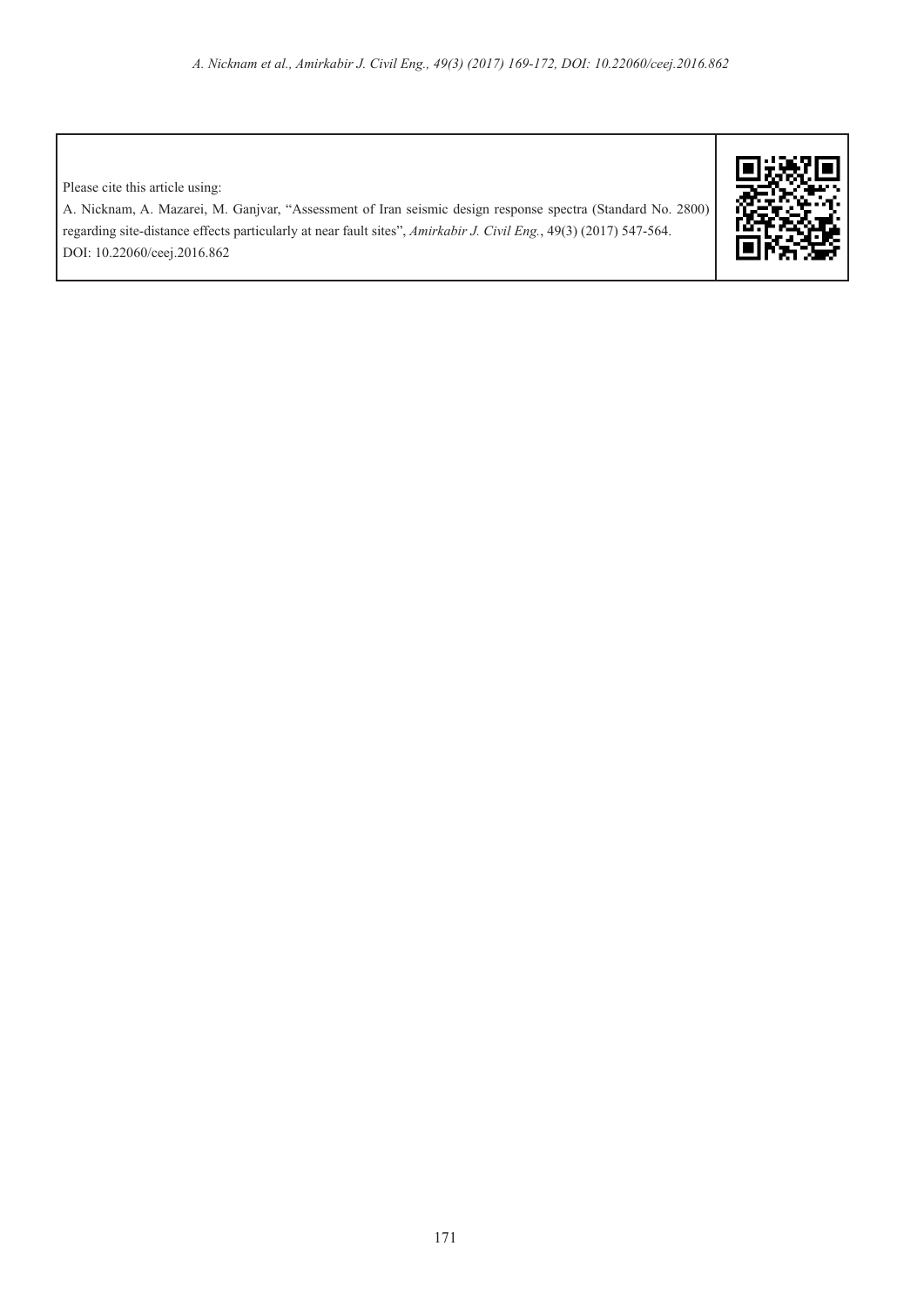Please cite this article using:

A. Nicknam, A. Mazarei, M. Ganjvar, "Assessment of Iran seismic design response spectra (Standard No. 2800) regarding site-distance effects particularly at near fault sites", *Amirkabir J. Civil Eng.*, 49(3) (2017) 547-564.

DOI: 10.22060/ceej.2016.862